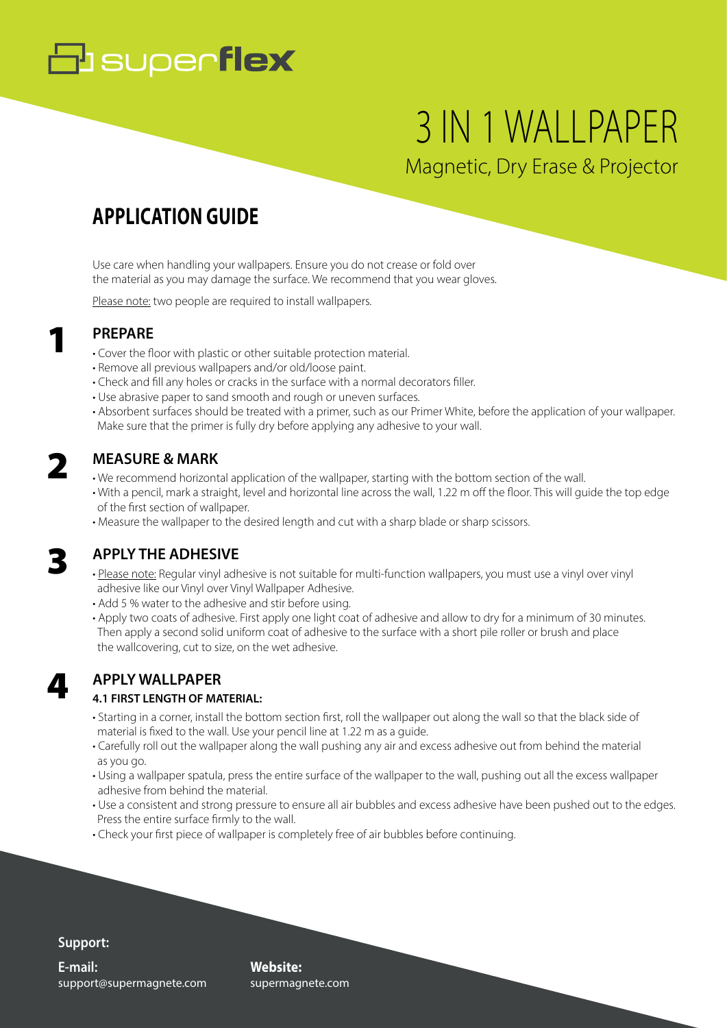superflex

# 3 IN 1 WALLPAPER

Magnetic, Dry Erase & Projector

## APPLICATION GUIDE

Use care when handling your wallpapers. Ensure you do not crease or fold over the material as you may damage the surface. We recommend that you wear gloves.

Please note: two people are required to install wallpapers.

### 1 PREPARE

- Cover the floor with plastic or other suitable protection material.
- Remove all previous wallpapers and/or old/loose paint.
- Check and fill any holes or cracks in the surface with a normal decorators filler.
- Use abrasive paper to sand smooth and rough or uneven surfaces.
- Absorbent surfaces should be treated with a primer, such as our Primer White, before the application of your wallpaper. Make sure that the primer is fully dry before applying any adhesive to your wall.

### 2 MEASURE & MARK

- We recommend horizontal application of the wallpaper, starting with the bottom section of the wall.
- With a pencil, mark a straight, level and horizontal line across the wall, 1.22 m off the floor. This will guide the top edge of the first section of wallpaper.
- Measure the wallpaper to the desired length and cut with a sharp blade or sharp scissors.

### 3 APPLY THE ADHESIVE

- Please note: Regular vinyl adhesive is not suitable for multi-function wallpapers, you must use a vinyl over vinyl adhesive like our Vinyl over Vinyl Wallpaper Adhesive.
- Add 5 % water to the adhesive and stir before using.
- Apply two coats of adhesive. First apply one light coat of adhesive and allow to dry for a minimum of 30 minutes. Then apply a second solid uniform coat of adhesive to the surface with a short pile roller or brush and place the wallcovering, cut to size, on the wet adhesive.

### 4 APPLY WALLPAPER

#### 4.1 FIRST LENGTH OF MATERIAL:

- Starting in a corner, install the bottom section first, roll the wallpaper out along the wall so that the black side of material is fixed to the wall. Use your pencil line at 1.22 m as a guide.
- Carefully roll out the wallpaper along the wall pushing any air and excess adhesive out from behind the material as you go.
- Using a wallpaper spatula, press the entire surface of the wallpaper to the wall, pushing out all the excess wallpaper adhesive from behind the material.
- Use a consistent and strong pressure to ensure all air bubbles and excess adhesive have been pushed out to the edges. Press the entire surface firmly to the wall.
- Check your first piece of wallpaper is completely free of air bubbles before continuing.

**Support:**

**E-mail:**
support@supermagnete.com

**Website:**
supermagnete.com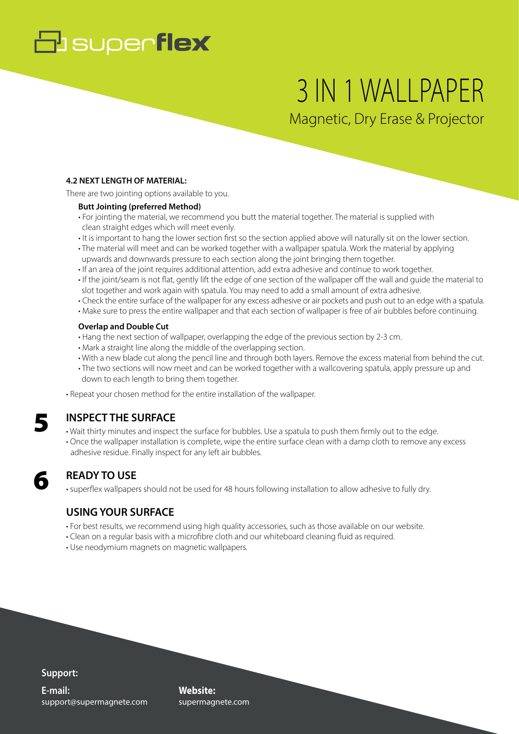# 3 IN 1 WALLPAPER

## Magnetic, Dry Erase & Projector

**4.2 NEXT LENGTH OF MATERIAL:**

There are two jointing options available to you.

**Butt Jointing (preferred Method)**

- For jointing the material, we recommend you butt the material together. The material is supplied with clean straight edges which will meet evenly.
- It is important to hang the lower section first so the section applied above will naturally sit on the lower section.
- The material will meet and can be worked together with a wallpaper spatula. Work the material by applying upwards and downwards pressure to each section along the joint bringing them together.
- If an area of the joint requires additional attention, add extra adhesive and continue to work together.
- If the joint/seam is not flat, gently lift the edge of one section of the wallpaper off the wall and guide the material to slot together and work again with spatula. You may need to add a small amount of extra adhesive.
- Check the entire surface of the wallpaper for any excess adhesive or air pockets and push out to an edge with a spatula.
- Make sure to press the entire wallpaper and that each section of wallpaper is free of air bubbles before continuing.

**Overlap and Double Cut**

- Hang the next section of wallpaper, overlapping the edge of the previous section by 2-3 cm.
- Mark a straight line along the middle of the overlapping section.
- With a new blade cut along the pencil line and through both layers. Remove the excess material from behind the cut.
- The two sections will now meet and can be worked together with a wallcovering spatula, apply pressure up and down to each length to bring them together.

- Repeat your chosen method for the entire installation of the wallpaper.

## 5 INSPECT THE SURFACE

- Wait thirty minutes and inspect the surface for bubbles. Use a spatula to push them firmly out to the edge.
- Once the wallpaper installation is complete, wipe the entire surface clean with a damp cloth to remove any excess adhesive residue. Finally inspect for any left air bubbles.

## 6 READY TO USE

- superflex wallpapers should not be used for 48 hours following installation to allow adhesive to fully dry.

## USING YOUR SURFACE

- For best results, we recommend using high quality accessories, such as those available on our website.
- Clean on a regular basis with a microfibre cloth and our whiteboard cleaning fluid as required.
- Use neodymium magnets on magnetic wallpapers.

**Support:**

**E-mail:**
support@supermagnete.com

**Website:**
supermagnete.com